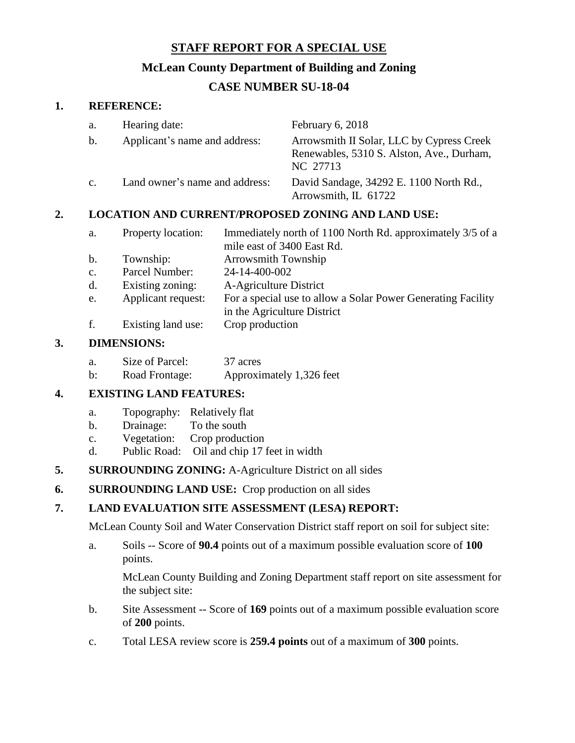# STAFF REPORT FOR A SPECIAL USE

## McLean County Department of Building and Zoning

## CASE NUMBER SU-18-04

**1. REFERENCE:**

a. Hearing date: February 6, 2018

b. Applicant's name and address: Arrowsmith II Solar, LLC by Cypress Creek Renewables, 5310 S. Alston, Ave., Durham, NC 27713

c. Land owner's name and address: David Sandage, 34292 E. 1100 North Rd., Arrowsmith, IL 61722

**2. LOCATION AND CURRENT/PROPOSED ZONING AND LAND USE:**

a. Property location: Immediately north of 1100 North Rd. approximately 3/5 of a mile east of 3400 East Rd.

b. Township: Arrowsmith Township

c. Parcel Number: 24-14-400-002

d. Existing zoning: A-Agriculture District

e. Applicant request: For a special use to allow a Solar Power Generating Facility in the Agriculture District

f. Existing land use: Crop production

**3. DIMENSIONS:**

a. Size of Parcel: 37 acres

b: Road Frontage: Approximately 1,326 feet

**4. EXISTING LAND FEATURES:**

a. Topography: Relatively flat

b. Drainage: To the south

c. Vegetation: Crop production

d. Public Road: Oil and chip 17 feet in width

**5. SURROUNDING ZONING:** A-Agriculture District on all sides

**6. SURROUNDING LAND USE:** Crop production on all sides

**7. LAND EVALUATION SITE ASSESSMENT (LESA) REPORT:**

McLean County Soil and Water Conservation District staff report on soil for subject site:

a. Soils -- Score of **90.4** points out of a maximum possible evaluation score of **100** points.

McLean County Building and Zoning Department staff report on site assessment for the subject site:

b. Site Assessment -- Score of **169** points out of a maximum possible evaluation score of **200** points.

c. Total LESA review score is **259.4 points** out of a maximum of **300** points.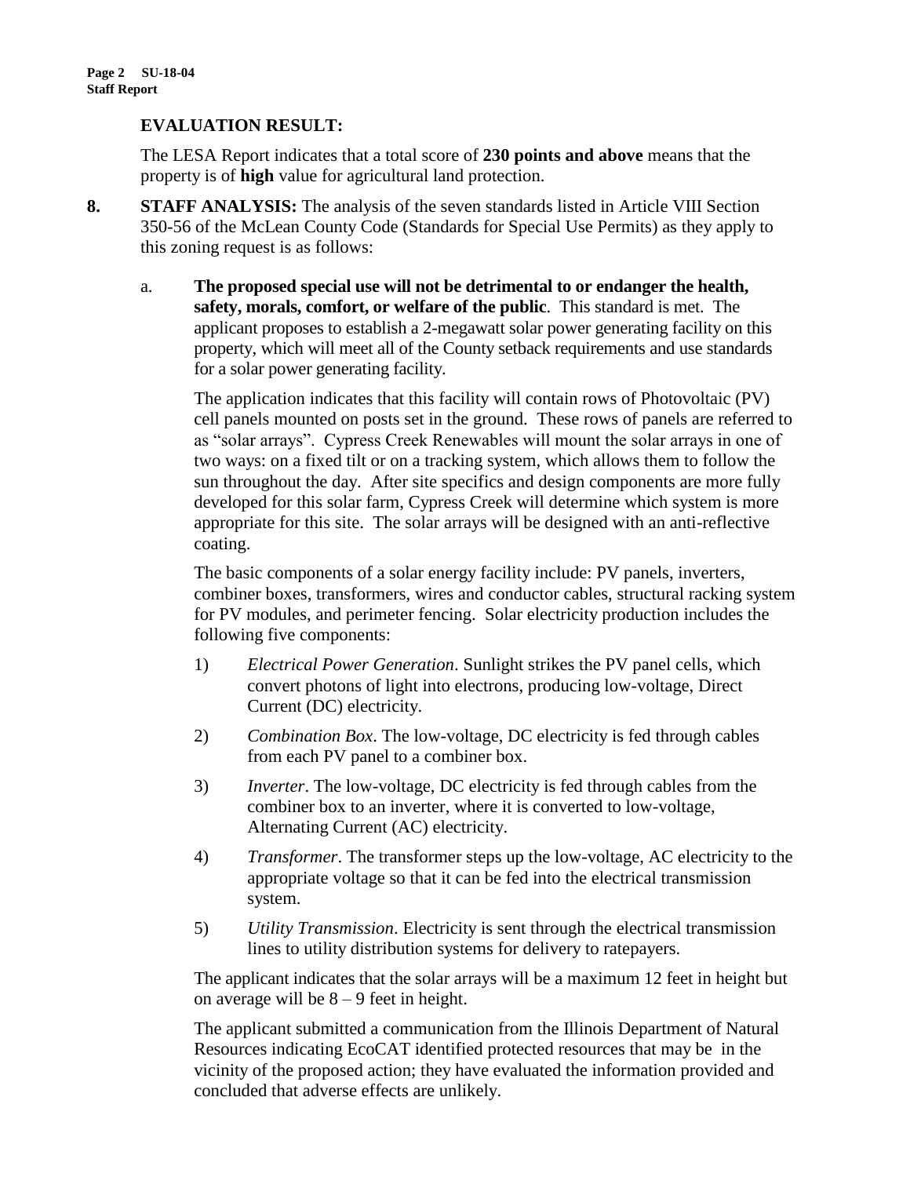**EVALUATION RESULT:**

The LESA Report indicates that a total score of **230 points and above** means that the property is of **high** value for agricultural land protection.

**8. STAFF ANALYSIS:** The analysis of the seven standards listed in Article VIII Section 350-56 of the McLean County Code (Standards for Special Use Permits) as they apply to this zoning request is as follows:

a. **The proposed special use will not be detrimental to or endanger the health, safety, morals, comfort, or welfare of the public**. This standard is met. The applicant proposes to establish a 2-megawatt solar power generating facility on this property, which will meet all of the County setback requirements and use standards for a solar power generating facility.

The application indicates that this facility will contain rows of Photovoltaic (PV) cell panels mounted on posts set in the ground. These rows of panels are referred to as "solar arrays". Cypress Creek Renewables will mount the solar arrays in one of two ways: on a fixed tilt or on a tracking system, which allows them to follow the sun throughout the day. After site specifics and design components are more fully developed for this solar farm, Cypress Creek will determine which system is more appropriate for this site. The solar arrays will be designed with an anti-reflective coating.

The basic components of a solar energy facility include: PV panels, inverters, combiner boxes, transformers, wires and conductor cables, structural racking system for PV modules, and perimeter fencing. Solar electricity production includes the following five components:

1) *Electrical Power Generation*. Sunlight strikes the PV panel cells, which convert photons of light into electrons, producing low-voltage, Direct Current (DC) electricity.
2) *Combination Box*. The low-voltage, DC electricity is fed through cables from each PV panel to a combiner box.
3) *Inverter*. The low-voltage, DC electricity is fed through cables from the combiner box to an inverter, where it is converted to low-voltage, Alternating Current (AC) electricity.
4) *Transformer*. The transformer steps up the low-voltage, AC electricity to the appropriate voltage so that it can be fed into the electrical transmission system.
5) *Utility Transmission*. Electricity is sent through the electrical transmission lines to utility distribution systems for delivery to ratepayers.

The applicant indicates that the solar arrays will be a maximum 12 feet in height but on average will be 8 – 9 feet in height.

The applicant submitted a communication from the Illinois Department of Natural Resources indicating EcoCAT identified protected resources that may be in the vicinity of the proposed action; they have evaluated the information provided and concluded that adverse effects are unlikely.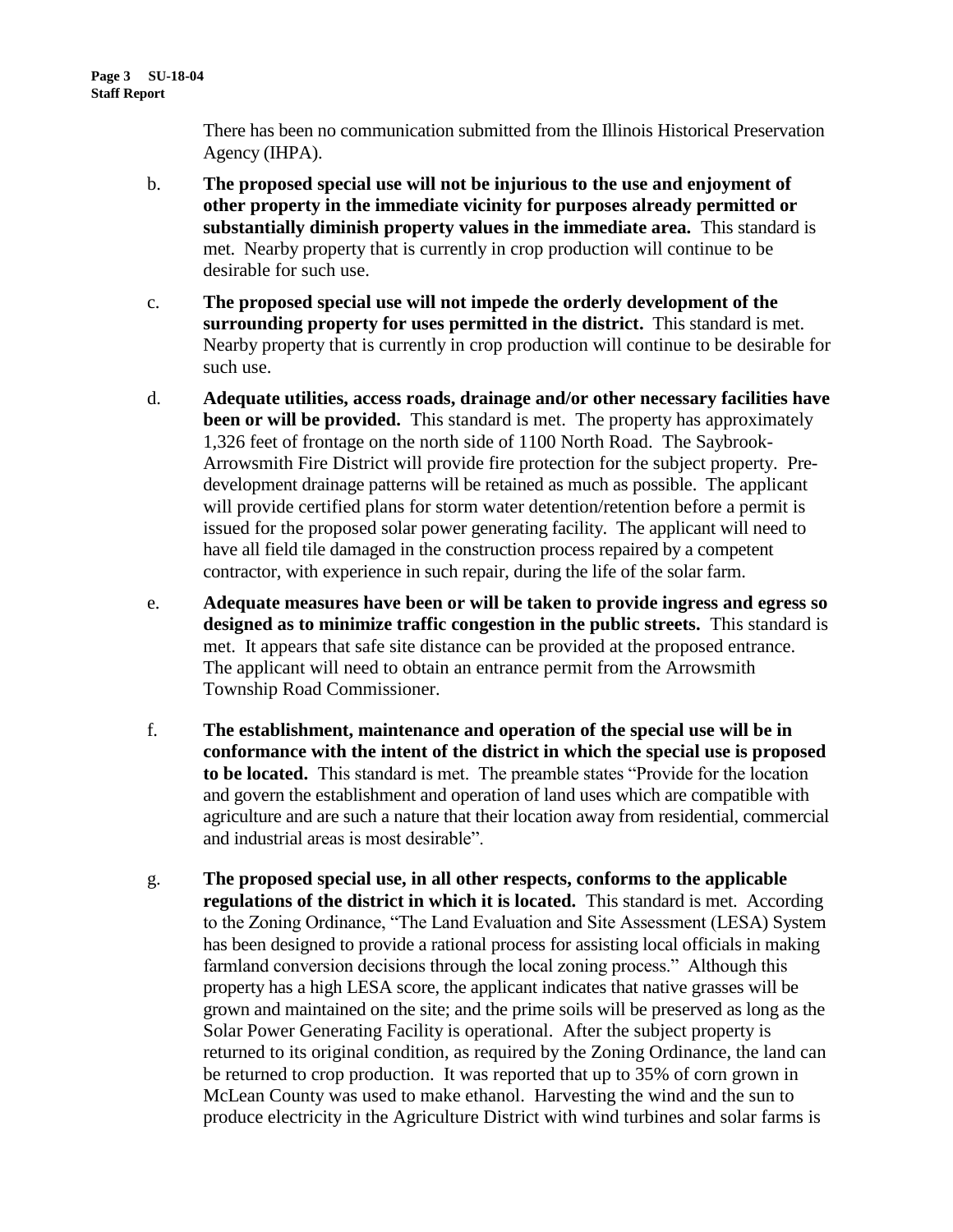There has been no communication submitted from the Illinois Historical Preservation Agency (IHPA).

b. **The proposed special use will not be injurious to the use and enjoyment of other property in the immediate vicinity for purposes already permitted or substantially diminish property values in the immediate area.** This standard is met. Nearby property that is currently in crop production will continue to be desirable for such use.

c. **The proposed special use will not impede the orderly development of the surrounding property for uses permitted in the district.** This standard is met. Nearby property that is currently in crop production will continue to be desirable for such use.

d. **Adequate utilities, access roads, drainage and/or other necessary facilities have been or will be provided.** This standard is met. The property has approximately 1,326 feet of frontage on the north side of 1100 North Road. The Saybrook-Arrowsmith Fire District will provide fire protection for the subject property. Pre-development drainage patterns will be retained as much as possible. The applicant will provide certified plans for storm water detention/retention before a permit is issued for the proposed solar power generating facility. The applicant will need to have all field tile damaged in the construction process repaired by a competent contractor, with experience in such repair, during the life of the solar farm.

e. **Adequate measures have been or will be taken to provide ingress and egress so designed as to minimize traffic congestion in the public streets.** This standard is met. It appears that safe site distance can be provided at the proposed entrance. The applicant will need to obtain an entrance permit from the Arrowsmith Township Road Commissioner.

f. **The establishment, maintenance and operation of the special use will be in conformance with the intent of the district in which the special use is proposed to be located.** This standard is met. The preamble states "Provide for the location and govern the establishment and operation of land uses which are compatible with agriculture and are such a nature that their location away from residential, commercial and industrial areas is most desirable".

g. **The proposed special use, in all other respects, conforms to the applicable regulations of the district in which it is located.** This standard is met. According to the Zoning Ordinance, "The Land Evaluation and Site Assessment (LESA) System has been designed to provide a rational process for assisting local officials in making farmland conversion decisions through the local zoning process." Although this property has a high LESA score, the applicant indicates that native grasses will be grown and maintained on the site; and the prime soils will be preserved as long as the Solar Power Generating Facility is operational. After the subject property is returned to its original condition, as required by the Zoning Ordinance, the land can be returned to crop production. It was reported that up to 35% of corn grown in McLean County was used to make ethanol. Harvesting the wind and the sun to produce electricity in the Agriculture District with wind turbines and solar farms is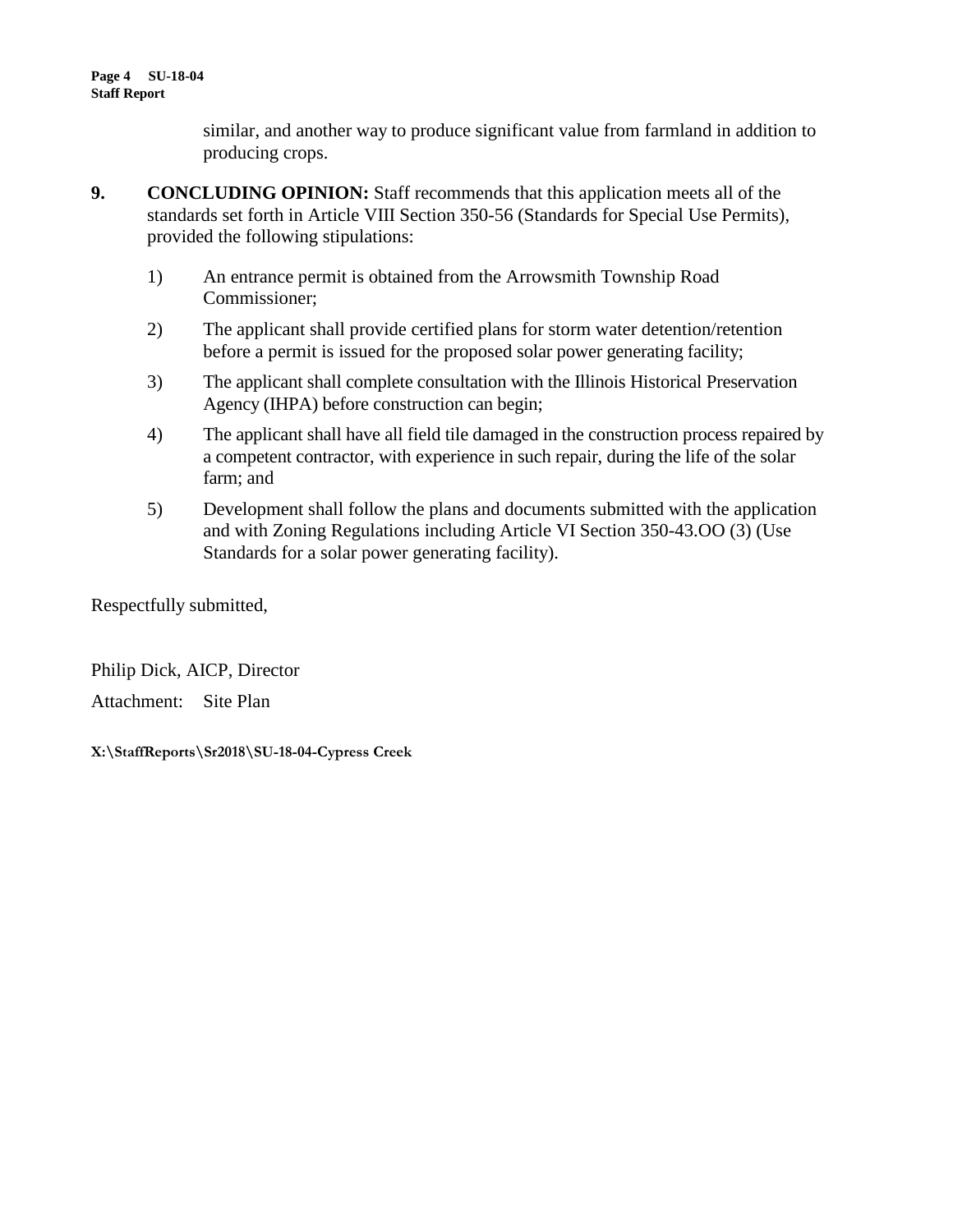similar, and another way to produce significant value from farmland in addition to producing crops.

**9. CONCLUDING OPINION:** Staff recommends that this application meets all of the standards set forth in Article VIII Section 350-56 (Standards for Special Use Permits), provided the following stipulations:

1) An entrance permit is obtained from the Arrowsmith Township Road Commissioner;

2) The applicant shall provide certified plans for storm water detention/retention before a permit is issued for the proposed solar power generating facility;

3) The applicant shall complete consultation with the Illinois Historical Preservation Agency (IHPA) before construction can begin;

4) The applicant shall have all field tile damaged in the construction process repaired by a competent contractor, with experience in such repair, during the life of the solar farm; and

5) Development shall follow the plans and documents submitted with the application and with Zoning Regulations including Article VI Section 350-43.OO (3) (Use Standards for a solar power generating facility).

Respectfully submitted,

Philip Dick, AICP, Director

Attachment: Site Plan

**X:\StaffReports\Sr2018\SU-18-04-Cypress Creek**